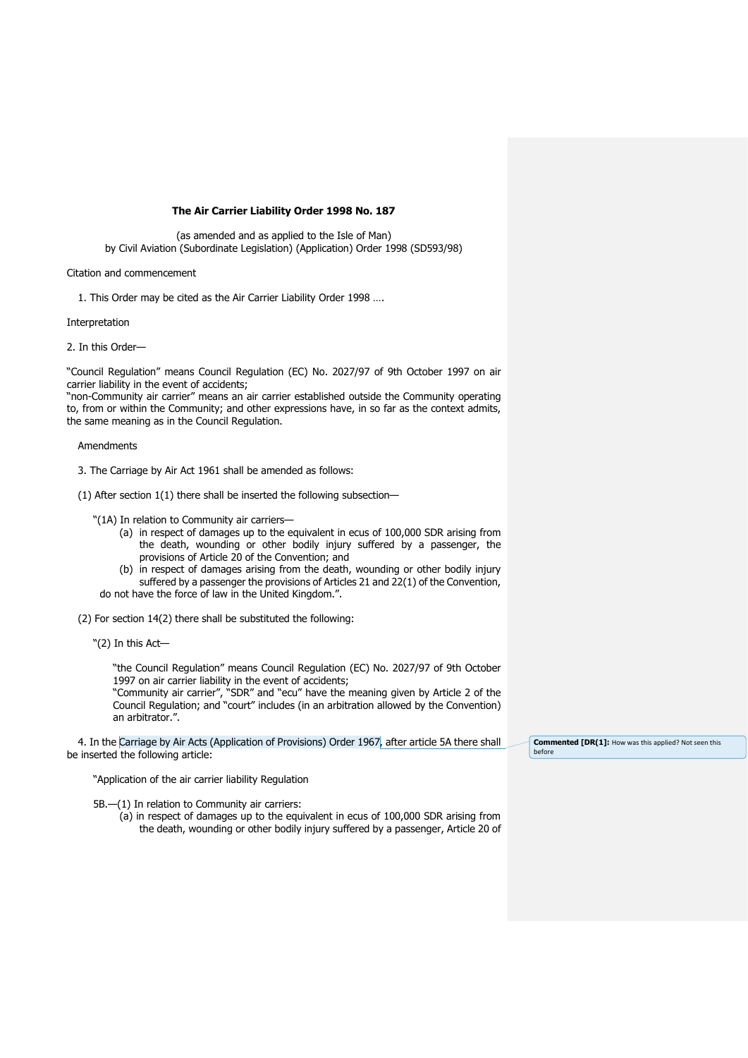**The Air Carrier Liability Order 1998 No. 187**

(as amended and as applied to the Isle of Man)
by Civil Aviation (Subordinate Legislation) (Application) Order 1998 (SD593/98)

Citation and commencement

1. This Order may be cited as the Air Carrier Liability Order 1998 ….

Interpretation

2. In this Order—

"Council Regulation" means Council Regulation (EC) No. 2027/97 of 9th October 1997 on air carrier liability in the event of accidents;
"non-Community air carrier" means an air carrier established outside the Community operating to, from or within the Community; and other expressions have, in so far as the context admits, the same meaning as in the Council Regulation.

Amendments

3. The Carriage by Air Act 1961 shall be amended as follows:

(1) After section 1(1) there shall be inserted the following subsection—

"(1A) In relation to Community air carriers—
(a) in respect of damages up to the equivalent in ecus of 100,000 SDR arising from the death, wounding or other bodily injury suffered by a passenger, the provisions of Article 20 of the Convention; and
(b) in respect of damages arising from the death, wounding or other bodily injury suffered by a passenger the provisions of Articles 21 and 22(1) of the Convention,
do not have the force of law in the United Kingdom.".

(2) For section 14(2) there shall be substituted the following:

"(2) In this Act—

"the Council Regulation" means Council Regulation (EC) No. 2027/97 of 9th October 1997 on air carrier liability in the event of accidents;
"Community air carrier", "SDR" and "ecu" have the meaning given by Article 2 of the Council Regulation; and "court" includes (in an arbitration allowed by the Convention) an arbitrator.".

4. In the Carriage by Air Acts (Application of Provisions) Order 1967, after article 5A there shall be inserted the following article:

**Commented [DR(1]:** How was this applied? Not seen this before

"Application of the air carrier liability Regulation

5B.—(1) In relation to Community air carriers:
(a) in respect of damages up to the equivalent in ecus of 100,000 SDR arising from the death, wounding or other bodily injury suffered by a passenger, Article 20 of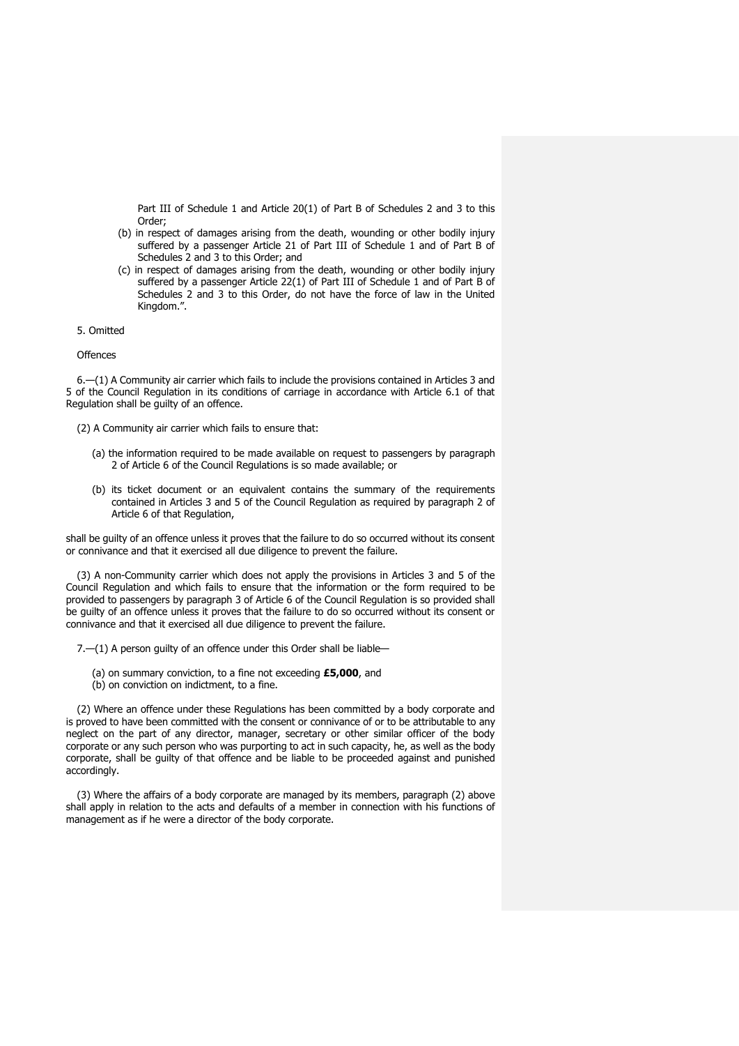Part III of Schedule 1 and Article 20(1) of Part B of Schedules 2 and 3 to this Order;

(b) in respect of damages arising from the death, wounding or other bodily injury suffered by a passenger Article 21 of Part III of Schedule 1 and of Part B of Schedules 2 and 3 to this Order; and

(c) in respect of damages arising from the death, wounding or other bodily injury suffered by a passenger Article 22(1) of Part III of Schedule 1 and of Part B of Schedules 2 and 3 to this Order, do not have the force of law in the United Kingdom.".

5. Omitted

Offences

6.—(1) A Community air carrier which fails to include the provisions contained in Articles 3 and 5 of the Council Regulation in its conditions of carriage in accordance with Article 6.1 of that Regulation shall be guilty of an offence.

(2) A Community air carrier which fails to ensure that:

(a) the information required to be made available on request to passengers by paragraph 2 of Article 6 of the Council Regulations is so made available; or

(b) its ticket document or an equivalent contains the summary of the requirements contained in Articles 3 and 5 of the Council Regulation as required by paragraph 2 of Article 6 of that Regulation,

shall be guilty of an offence unless it proves that the failure to do so occurred without its consent or connivance and that it exercised all due diligence to prevent the failure.

(3) A non-Community carrier which does not apply the provisions in Articles 3 and 5 of the Council Regulation and which fails to ensure that the information or the form required to be provided to passengers by paragraph 3 of Article 6 of the Council Regulation is so provided shall be guilty of an offence unless it proves that the failure to do so occurred without its consent or connivance and that it exercised all due diligence to prevent the failure.

7.—(1) A person guilty of an offence under this Order shall be liable—

(a) on summary conviction, to a fine not exceeding **£5,000**, and
(b) on conviction on indictment, to a fine.

(2) Where an offence under these Regulations has been committed by a body corporate and is proved to have been committed with the consent or connivance of or to be attributable to any neglect on the part of any director, manager, secretary or other similar officer of the body corporate or any such person who was purporting to act in such capacity, he, as well as the body corporate, shall be guilty of that offence and be liable to be proceeded against and punished accordingly.

(3) Where the affairs of a body corporate are managed by its members, paragraph (2) above shall apply in relation to the acts and defaults of a member in connection with his functions of management as if he were a director of the body corporate.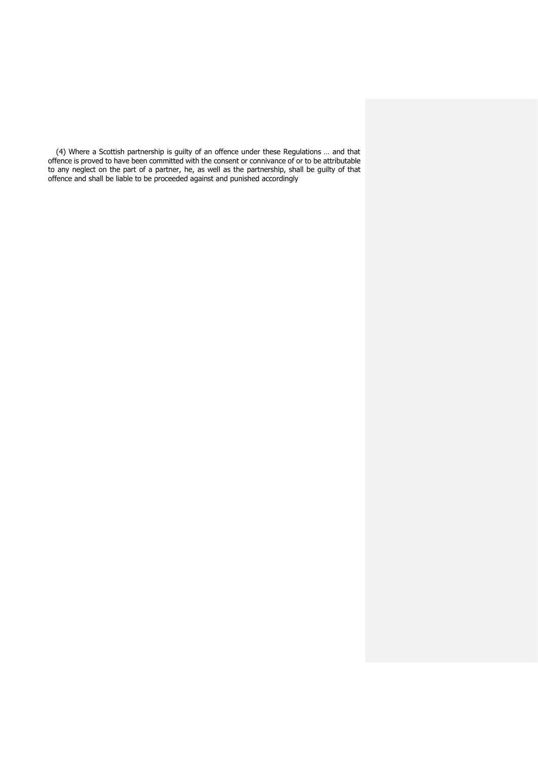(4) Where a Scottish partnership is guilty of an offence under these Regulations … and that offence is proved to have been committed with the consent or connivance of or to be attributable to any neglect on the part of a partner, he, as well as the partnership, shall be guilty of that offence and shall be liable to be proceeded against and punished accordingly